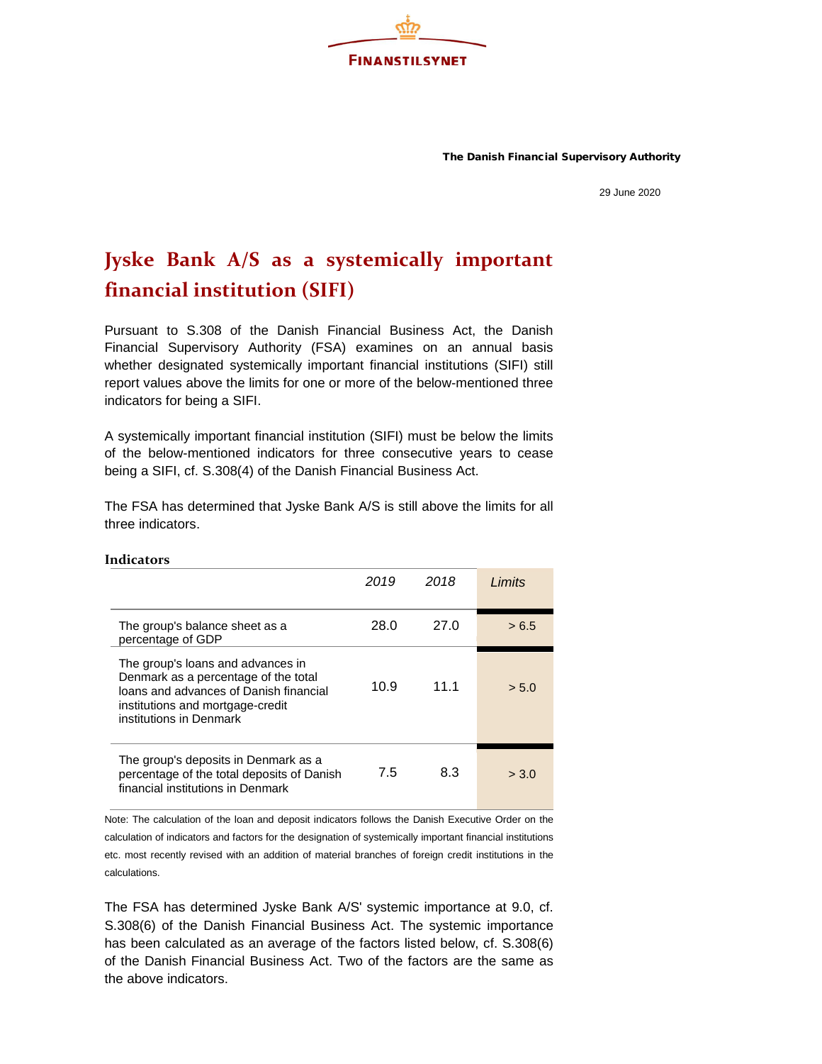FINANSTILSYNET

**The Danish Financial Supervisory Authority**

29 June 2020

# Jyske Bank A/S as a systemically important financial institution (SIFI)

Pursuant to S.308 of the Danish Financial Business Act, the Danish Financial Supervisory Authority (FSA) examines on an annual basis whether designated systemically important financial institutions (SIFI) still report values above the limits for one or more of the below-mentioned three indicators for being a SIFI.

A systemically important financial institution (SIFI) must be below the limits of the below-mentioned indicators for three consecutive years to cease being a SIFI, cf. S.308(4) of the Danish Financial Business Act.

The FSA has determined that Jyske Bank A/S is still above the limits for all three indicators.

**Indicators**

| | *2019* | *2018* | *Limits* |
|---|---|---|---|
| The group's balance sheet as a percentage of GDP | 28.0 | 27.0 | > 6.5 |
| The group's loans and advances in Denmark as a percentage of the total loans and advances of Danish financial institutions and mortgage-credit institutions in Denmark | 10.9 | 11.1 | > 5.0 |
| The group's deposits in Denmark as a percentage of the total deposits of Danish financial institutions in Denmark | 7.5 | 8.3 | > 3.0 |

Note: The calculation of the loan and deposit indicators follows the Danish Executive Order on the calculation of indicators and factors for the designation of systemically important financial institutions etc. most recently revised with an addition of material branches of foreign credit institutions in the calculations.

The FSA has determined Jyske Bank A/S' systemic importance at 9.0, cf. S.308(6) of the Danish Financial Business Act. The systemic importance has been calculated as an average of the factors listed below, cf. S.308(6) of the Danish Financial Business Act. Two of the factors are the same as the above indicators.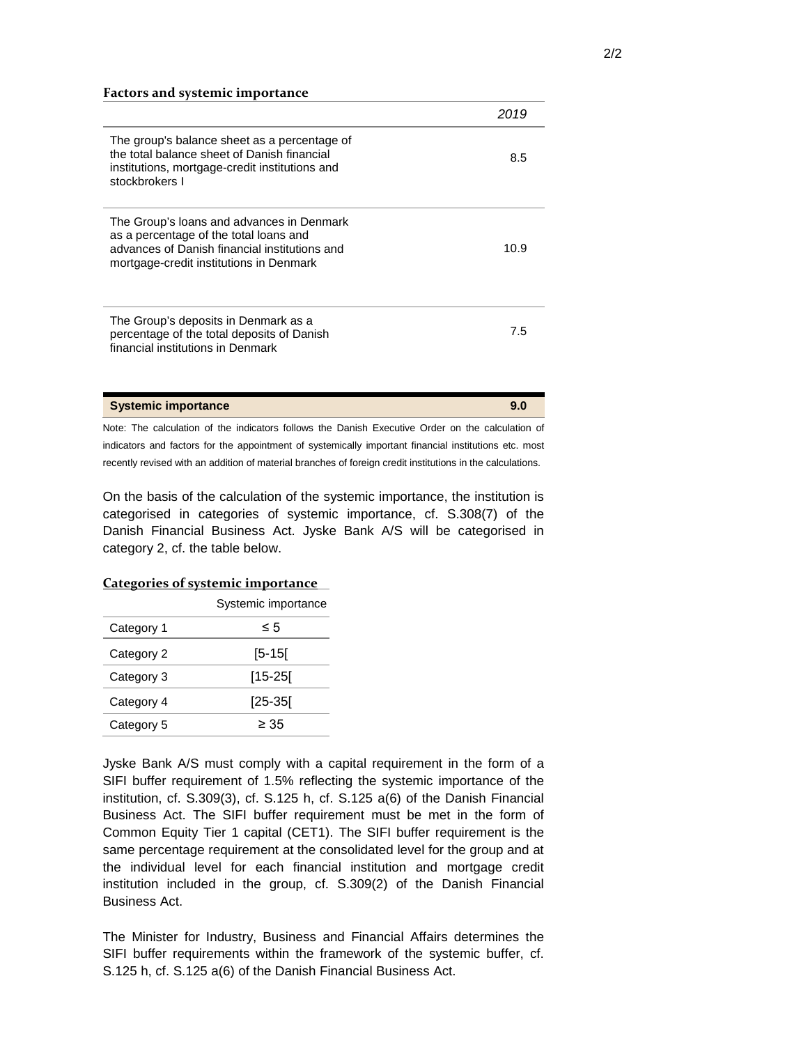**Factors and systemic importance**

| | 2019 |
|---|---|
| The group's balance sheet as a percentage of the total balance sheet of Danish financial institutions, mortgage-credit institutions and stockbrokers I | 8.5 |
| The Group's loans and advances in Denmark as a percentage of the total loans and advances of Danish financial institutions and mortgage-credit institutions in Denmark | 10.9 |
| The Group's deposits in Denmark as a percentage of the total deposits of Danish financial institutions in Denmark | 7.5 |
| **Systemic importance** | **9.0** |

Note: The calculation of the indicators follows the Danish Executive Order on the calculation of indicators and factors for the appointment of systemically important financial institutions etc. most recently revised with an addition of material branches of foreign credit institutions in the calculations.

On the basis of the calculation of the systemic importance, the institution is categorised in categories of systemic importance, cf. S.308(7) of the Danish Financial Business Act. Jyske Bank A/S will be categorised in category 2, cf. the table below.

**Categories of systemic importance**

| | Systemic importance |
|---|---|
| Category 1 | ≤ 5 |
| Category 2 | [5-15[ |
| Category 3 | [15-25[ |
| Category 4 | [25-35[ |
| Category 5 | ≥ 35 |

Jyske Bank A/S must comply with a capital requirement in the form of a SIFI buffer requirement of 1.5% reflecting the systemic importance of the institution, cf. S.309(3), cf. S.125 h, cf. S.125 a(6) of the Danish Financial Business Act. The SIFI buffer requirement must be met in the form of Common Equity Tier 1 capital (CET1). The SIFI buffer requirement is the same percentage requirement at the consolidated level for the group and at the individual level for each financial institution and mortgage credit institution included in the group, cf. S.309(2) of the Danish Financial Business Act.

The Minister for Industry, Business and Financial Affairs determines the SIFI buffer requirements within the framework of the systemic buffer, cf. S.125 h, cf. S.125 a(6) of the Danish Financial Business Act.